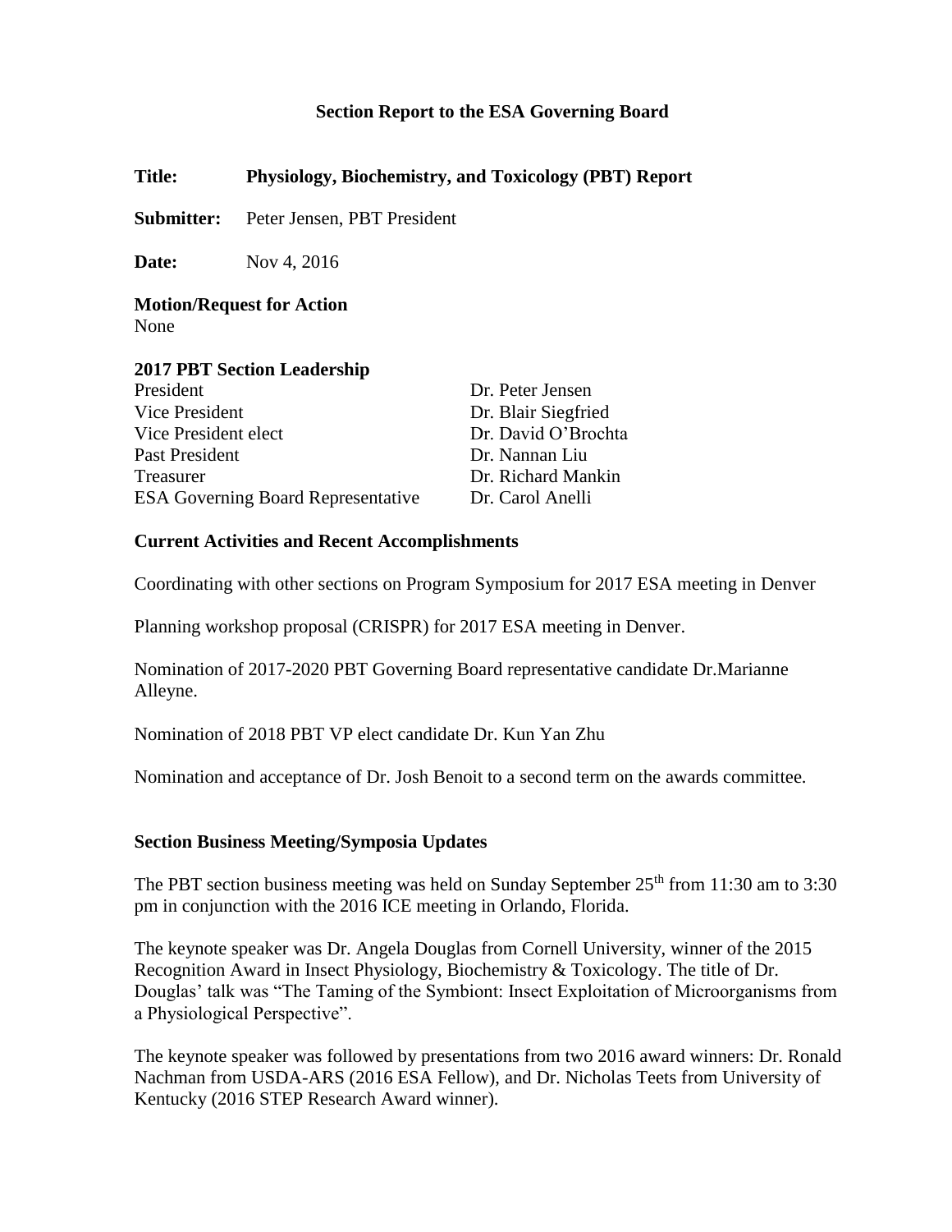# Section Report to the ESA Governing Board

**Title:** **Physiology, Biochemistry, and Toxicology (PBT) Report**

**Submitter:** Peter Jensen, PBT President

**Date:** Nov 4, 2016

## Motion/Request for Action

None

## 2017 PBT Section Leadership

| | |
|---|---|
| President | Dr. Peter Jensen |
| Vice President | Dr. Blair Siegfried |
| Vice President elect | Dr. David O'Brochta |
| Past President | Dr. Nannan Liu |
| Treasurer | Dr. Richard Mankin |
| ESA Governing Board Representative | Dr. Carol Anelli |

## Current Activities and Recent Accomplishments

Coordinating with other sections on Program Symposium for 2017 ESA meeting in Denver

Planning workshop proposal (CRISPR) for 2017 ESA meeting in Denver.

Nomination of 2017-2020 PBT Governing Board representative candidate Dr.Marianne Alleyne.

Nomination of 2018 PBT VP elect candidate Dr. Kun Yan Zhu

Nomination and acceptance of Dr. Josh Benoit to a second term on the awards committee.

## Section Business Meeting/Symposia Updates

The PBT section business meeting was held on Sunday September 25th from 11:30 am to 3:30 pm in conjunction with the 2016 ICE meeting in Orlando, Florida.

The keynote speaker was Dr. Angela Douglas from Cornell University, winner of the 2015 Recognition Award in Insect Physiology, Biochemistry & Toxicology. The title of Dr. Douglas' talk was "The Taming of the Symbiont: Insect Exploitation of Microorganisms from a Physiological Perspective".

The keynote speaker was followed by presentations from two 2016 award winners: Dr. Ronald Nachman from USDA-ARS (2016 ESA Fellow), and Dr. Nicholas Teets from University of Kentucky (2016 STEP Research Award winner).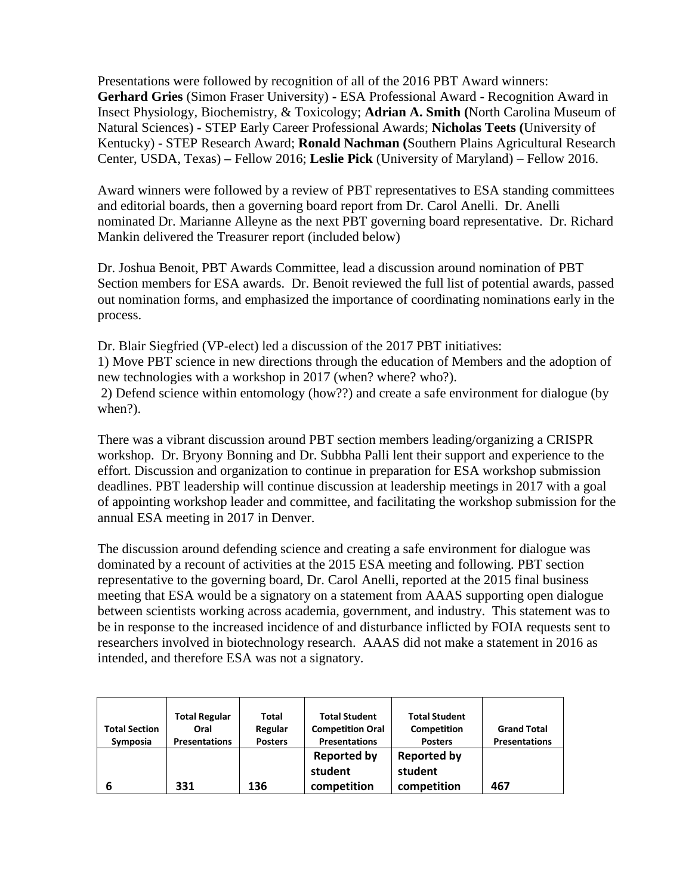Presentations were followed by recognition of all of the 2016 PBT Award winners: **Gerhard Gries** (Simon Fraser University) **-** ESA Professional Award - Recognition Award in Insect Physiology, Biochemistry, & Toxicology; **Adrian A. Smith (**North Carolina Museum of Natural Sciences) **-** STEP Early Career Professional Awards; **Nicholas Teets (**University of Kentucky) **-** STEP Research Award; **Ronald Nachman (**Southern Plains Agricultural Research Center, USDA, Texas) **–** Fellow 2016; **Leslie Pick** (University of Maryland) – Fellow 2016.

Award winners were followed by a review of PBT representatives to ESA standing committees and editorial boards, then a governing board report from Dr. Carol Anelli. Dr. Anelli nominated Dr. Marianne Alleyne as the next PBT governing board representative. Dr. Richard Mankin delivered the Treasurer report (included below)

Dr. Joshua Benoit, PBT Awards Committee, lead a discussion around nomination of PBT Section members for ESA awards. Dr. Benoit reviewed the full list of potential awards, passed out nomination forms, and emphasized the importance of coordinating nominations early in the process.

Dr. Blair Siegfried (VP-elect) led a discussion of the 2017 PBT initiatives:
1) Move PBT science in new directions through the education of Members and the adoption of new technologies with a workshop in 2017 (when? where? who?).
2) Defend science within entomology (how??) and create a safe environment for dialogue (by when?).

There was a vibrant discussion around PBT section members leading/organizing a CRISPR workshop. Dr. Bryony Bonning and Dr. Subbha Palli lent their support and experience to the effort. Discussion and organization to continue in preparation for ESA workshop submission deadlines. PBT leadership will continue discussion at leadership meetings in 2017 with a goal of appointing workshop leader and committee, and facilitating the workshop submission for the annual ESA meeting in 2017 in Denver.

The discussion around defending science and creating a safe environment for dialogue was dominated by a recount of activities at the 2015 ESA meeting and following. PBT section representative to the governing board, Dr. Carol Anelli, reported at the 2015 final business meeting that ESA would be a signatory on a statement from AAAS supporting open dialogue between scientists working across academia, government, and industry. This statement was to be in response to the increased incidence of and disturbance inflicted by FOIA requests sent to researchers involved in biotechnology research. AAAS did not make a statement in 2016 as intended, and therefore ESA was not a signatory.

| Total Section Symposia | Total Regular Oral Presentations | Total Regular Posters | Total Student Competition Oral Presentations | Total Student Competition Posters | Grand Total Presentations |
|---|---|---|---|---|---|
| **6** | **331** | **136** | **Reported by student competition** | **Reported by student competition** | **467** |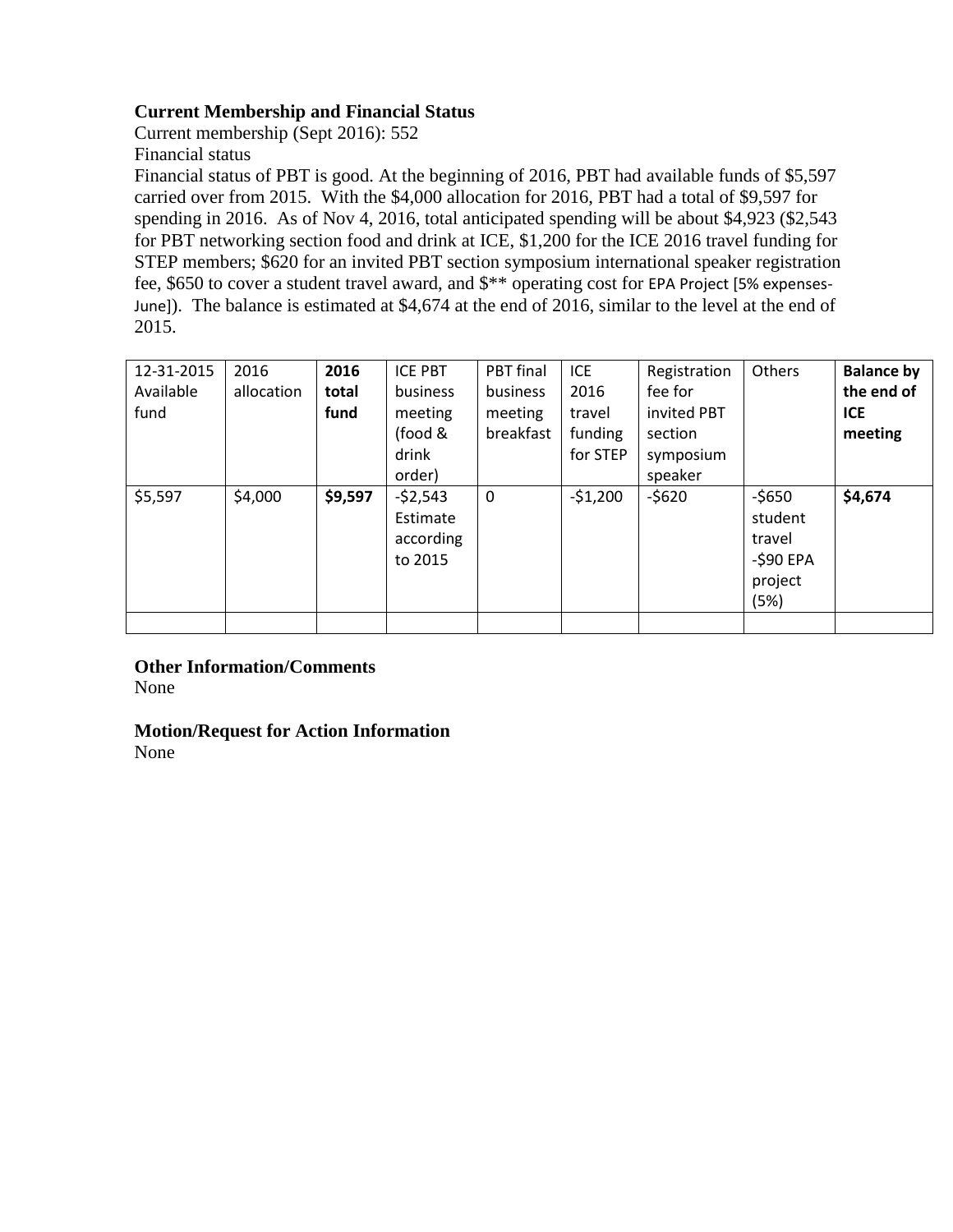**Current Membership and Financial Status**

Current membership (Sept 2016): 552

Financial status

Financial status of PBT is good. At the beginning of 2016, PBT had available funds of $5,597 carried over from 2015. With the $4,000 allocation for 2016, PBT had a total of $9,597 for spending in 2016. As of Nov 4, 2016, total anticipated spending will be about $4,923 ($2,543 for PBT networking section food and drink at ICE, $1,200 for the ICE 2016 travel funding for STEP members; $620 for an invited PBT section symposium international speaker registration fee, $650 to cover a student travel award, and $** operating cost for EPA Project [5% expenses-June]). The balance is estimated at $4,674 at the end of 2016, similar to the level at the end of 2015.

| 12-31-2015 Available fund | 2016 allocation | **2016 total fund** | ICE PBT business meeting (food & drink order) | PBT final business meeting breakfast | ICE 2016 travel funding for STEP | Registration fee for invited PBT section symposium speaker | Others | **Balance by the end of ICE meeting** |
|---|---|---|---|---|---|---|---|---|
| $5,597 | $4,000 | **$9,597** | -$2,543 Estimate according to 2015 | 0 | -$1,200 | -$620 | -$650 student travel -$90 EPA project (5%) | **$4,674** |
| | | | | | | | | |

**Other Information/Comments**

None

**Motion/Request for Action Information**

None